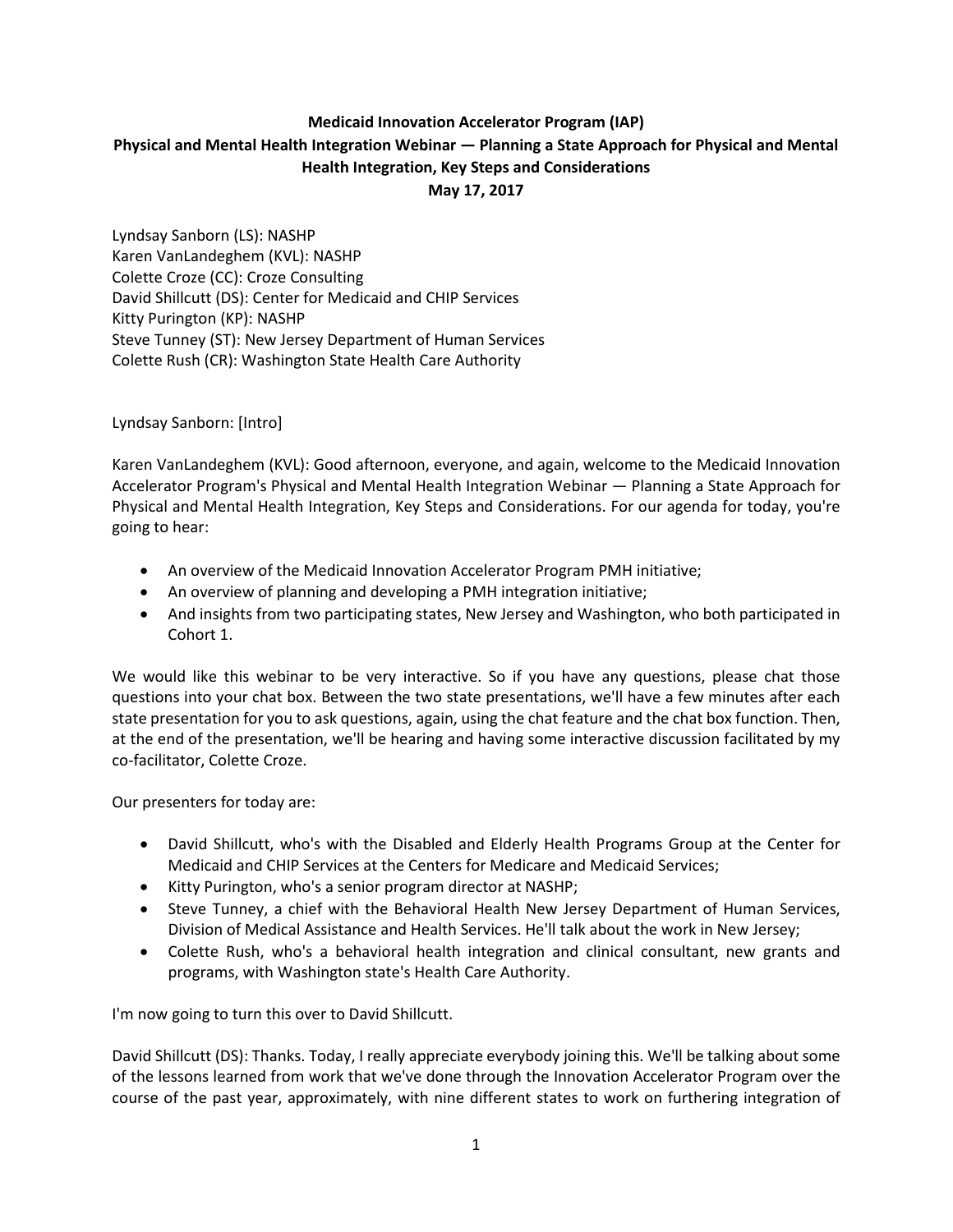**Medicaid Innovation Accelerator Program (IAP)**
**Physical and Mental Health Integration Webinar — Planning a State Approach for Physical and Mental Health Integration, Key Steps and Considerations**
**May 17, 2017**

Lyndsay Sanborn (LS): NASHP
Karen VanLandeghem (KVL): NASHP
Colette Croze (CC): Croze Consulting
David Shillcutt (DS): Center for Medicaid and CHIP Services
Kitty Purington (KP): NASHP
Steve Tunney (ST): New Jersey Department of Human Services
Colette Rush (CR): Washington State Health Care Authority

Lyndsay Sanborn: [Intro]

Karen VanLandeghem (KVL): Good afternoon, everyone, and again, welcome to the Medicaid Innovation Accelerator Program's Physical and Mental Health Integration Webinar — Planning a State Approach for Physical and Mental Health Integration, Key Steps and Considerations. For our agenda for today, you're going to hear:

- An overview of the Medicaid Innovation Accelerator Program PMH initiative;
- An overview of planning and developing a PMH integration initiative;
- And insights from two participating states, New Jersey and Washington, who both participated in Cohort 1.

We would like this webinar to be very interactive. So if you have any questions, please chat those questions into your chat box. Between the two state presentations, we'll have a few minutes after each state presentation for you to ask questions, again, using the chat feature and the chat box function. Then, at the end of the presentation, we'll be hearing and having some interactive discussion facilitated by my co-facilitator, Colette Croze.

Our presenters for today are:

- David Shillcutt, who's with the Disabled and Elderly Health Programs Group at the Center for Medicaid and CHIP Services at the Centers for Medicare and Medicaid Services;
- Kitty Purington, who's a senior program director at NASHP;
- Steve Tunney, a chief with the Behavioral Health New Jersey Department of Human Services, Division of Medical Assistance and Health Services. He'll talk about the work in New Jersey;
- Colette Rush, who's a behavioral health integration and clinical consultant, new grants and programs, with Washington state's Health Care Authority.

I'm now going to turn this over to David Shillcutt.

David Shillcutt (DS): Thanks. Today, I really appreciate everybody joining this. We'll be talking about some of the lessons learned from work that we've done through the Innovation Accelerator Program over the course of the past year, approximately, with nine different states to work on furthering integration of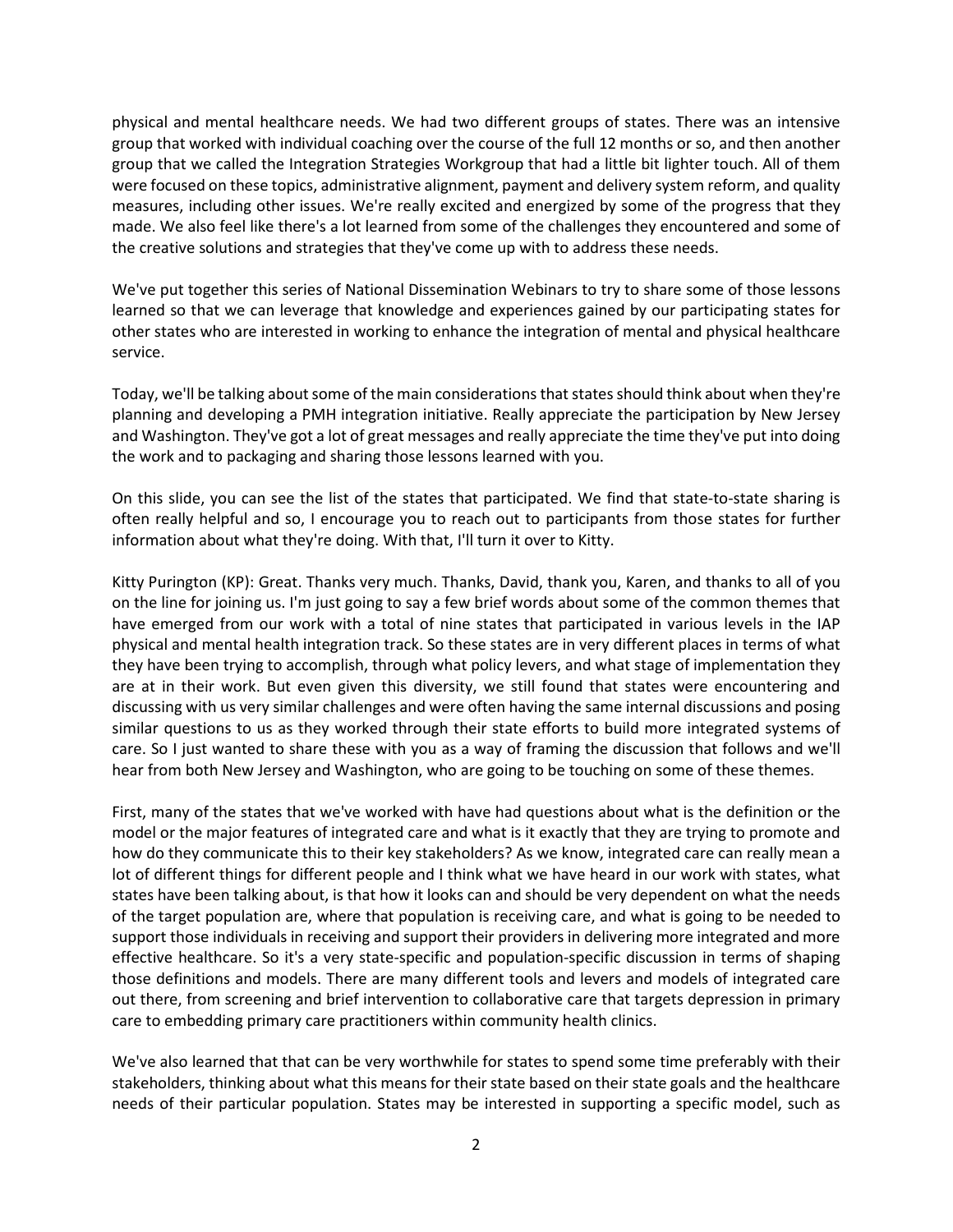physical and mental healthcare needs. We had two different groups of states. There was an intensive group that worked with individual coaching over the course of the full 12 months or so, and then another group that we called the Integration Strategies Workgroup that had a little bit lighter touch. All of them were focused on these topics, administrative alignment, payment and delivery system reform, and quality measures, including other issues. We're really excited and energized by some of the progress that they made. We also feel like there's a lot learned from some of the challenges they encountered and some of the creative solutions and strategies that they've come up with to address these needs.

We've put together this series of National Dissemination Webinars to try to share some of those lessons learned so that we can leverage that knowledge and experiences gained by our participating states for other states who are interested in working to enhance the integration of mental and physical healthcare service.

Today, we'll be talking about some of the main considerations that states should think about when they're planning and developing a PMH integration initiative. Really appreciate the participation by New Jersey and Washington. They've got a lot of great messages and really appreciate the time they've put into doing the work and to packaging and sharing those lessons learned with you.

On this slide, you can see the list of the states that participated. We find that state-to-state sharing is often really helpful and so, I encourage you to reach out to participants from those states for further information about what they're doing. With that, I'll turn it over to Kitty.

Kitty Purington (KP): Great. Thanks very much. Thanks, David, thank you, Karen, and thanks to all of you on the line for joining us. I'm just going to say a few brief words about some of the common themes that have emerged from our work with a total of nine states that participated in various levels in the IAP physical and mental health integration track. So these states are in very different places in terms of what they have been trying to accomplish, through what policy levers, and what stage of implementation they are at in their work. But even given this diversity, we still found that states were encountering and discussing with us very similar challenges and were often having the same internal discussions and posing similar questions to us as they worked through their state efforts to build more integrated systems of care. So I just wanted to share these with you as a way of framing the discussion that follows and we'll hear from both New Jersey and Washington, who are going to be touching on some of these themes.

First, many of the states that we've worked with have had questions about what is the definition or the model or the major features of integrated care and what is it exactly that they are trying to promote and how do they communicate this to their key stakeholders? As we know, integrated care can really mean a lot of different things for different people and I think what we have heard in our work with states, what states have been talking about, is that how it looks can and should be very dependent on what the needs of the target population are, where that population is receiving care, and what is going to be needed to support those individuals in receiving and support their providers in delivering more integrated and more effective healthcare. So it's a very state-specific and population-specific discussion in terms of shaping those definitions and models. There are many different tools and levers and models of integrated care out there, from screening and brief intervention to collaborative care that targets depression in primary care to embedding primary care practitioners within community health clinics.

We've also learned that that can be very worthwhile for states to spend some time preferably with their stakeholders, thinking about what this means for their state based on their state goals and the healthcare needs of their particular population. States may be interested in supporting a specific model, such as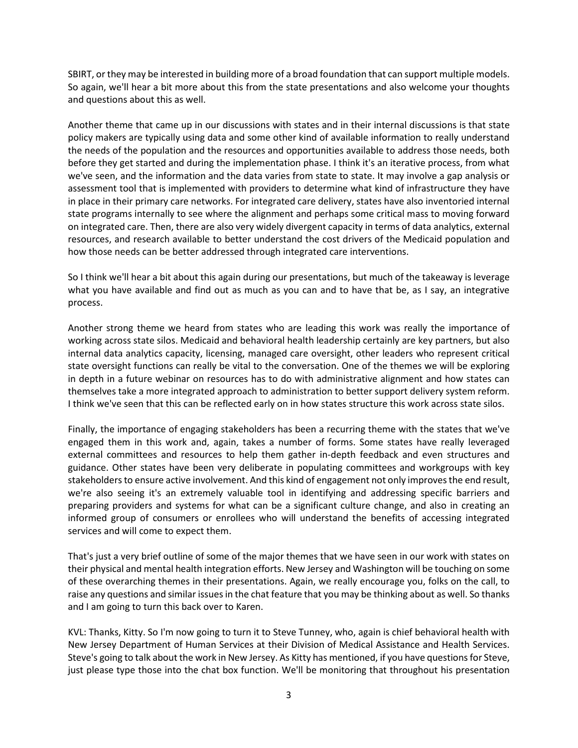SBIRT, or they may be interested in building more of a broad foundation that can support multiple models. So again, we'll hear a bit more about this from the state presentations and also welcome your thoughts and questions about this as well.

Another theme that came up in our discussions with states and in their internal discussions is that state policy makers are typically using data and some other kind of available information to really understand the needs of the population and the resources and opportunities available to address those needs, both before they get started and during the implementation phase. I think it's an iterative process, from what we've seen, and the information and the data varies from state to state. It may involve a gap analysis or assessment tool that is implemented with providers to determine what kind of infrastructure they have in place in their primary care networks. For integrated care delivery, states have also inventoried internal state programs internally to see where the alignment and perhaps some critical mass to moving forward on integrated care. Then, there are also very widely divergent capacity in terms of data analytics, external resources, and research available to better understand the cost drivers of the Medicaid population and how those needs can be better addressed through integrated care interventions.

So I think we'll hear a bit about this again during our presentations, but much of the takeaway is leverage what you have available and find out as much as you can and to have that be, as I say, an integrative process.

Another strong theme we heard from states who are leading this work was really the importance of working across state silos. Medicaid and behavioral health leadership certainly are key partners, but also internal data analytics capacity, licensing, managed care oversight, other leaders who represent critical state oversight functions can really be vital to the conversation. One of the themes we will be exploring in depth in a future webinar on resources has to do with administrative alignment and how states can themselves take a more integrated approach to administration to better support delivery system reform. I think we've seen that this can be reflected early on in how states structure this work across state silos.

Finally, the importance of engaging stakeholders has been a recurring theme with the states that we've engaged them in this work and, again, takes a number of forms. Some states have really leveraged external committees and resources to help them gather in-depth feedback and even structures and guidance. Other states have been very deliberate in populating committees and workgroups with key stakeholders to ensure active involvement. And this kind of engagement not only improves the end result, we're also seeing it's an extremely valuable tool in identifying and addressing specific barriers and preparing providers and systems for what can be a significant culture change, and also in creating an informed group of consumers or enrollees who will understand the benefits of accessing integrated services and will come to expect them.

That's just a very brief outline of some of the major themes that we have seen in our work with states on their physical and mental health integration efforts. New Jersey and Washington will be touching on some of these overarching themes in their presentations. Again, we really encourage you, folks on the call, to raise any questions and similar issues in the chat feature that you may be thinking about as well. So thanks and I am going to turn this back over to Karen.

KVL: Thanks, Kitty. So I'm now going to turn it to Steve Tunney, who, again is chief behavioral health with New Jersey Department of Human Services at their Division of Medical Assistance and Health Services. Steve's going to talk about the work in New Jersey. As Kitty has mentioned, if you have questions for Steve, just please type those into the chat box function. We'll be monitoring that throughout his presentation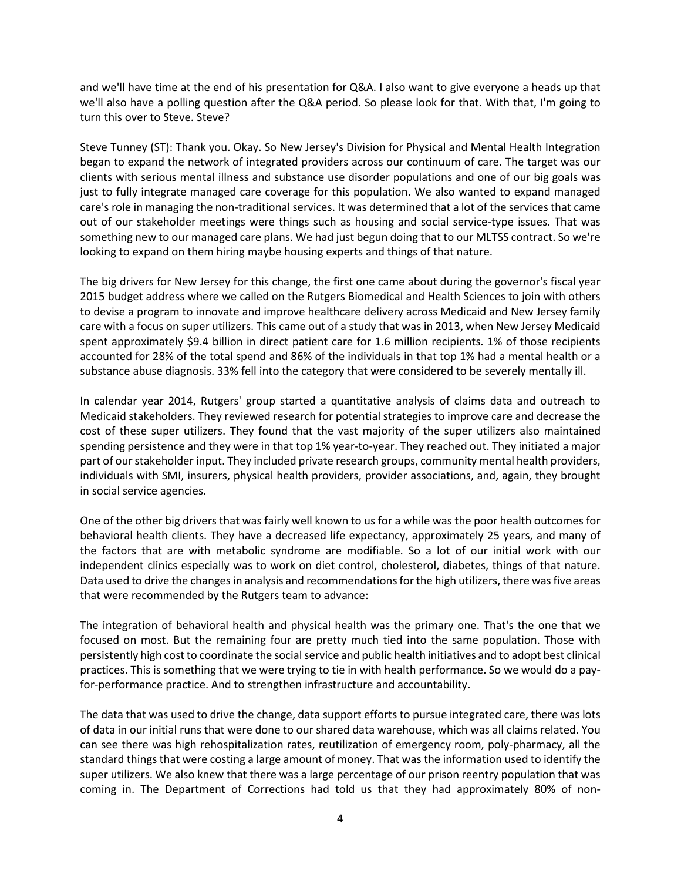and we'll have time at the end of his presentation for Q&A. I also want to give everyone a heads up that we'll also have a polling question after the Q&A period. So please look for that. With that, I'm going to turn this over to Steve. Steve?

Steve Tunney (ST): Thank you. Okay. So New Jersey's Division for Physical and Mental Health Integration began to expand the network of integrated providers across our continuum of care. The target was our clients with serious mental illness and substance use disorder populations and one of our big goals was just to fully integrate managed care coverage for this population. We also wanted to expand managed care's role in managing the non-traditional services. It was determined that a lot of the services that came out of our stakeholder meetings were things such as housing and social service-type issues. That was something new to our managed care plans. We had just begun doing that to our MLTSS contract. So we're looking to expand on them hiring maybe housing experts and things of that nature.

The big drivers for New Jersey for this change, the first one came about during the governor's fiscal year 2015 budget address where we called on the Rutgers Biomedical and Health Sciences to join with others to devise a program to innovate and improve healthcare delivery across Medicaid and New Jersey family care with a focus on super utilizers. This came out of a study that was in 2013, when New Jersey Medicaid spent approximately $9.4 billion in direct patient care for 1.6 million recipients. 1% of those recipients accounted for 28% of the total spend and 86% of the individuals in that top 1% had a mental health or a substance abuse diagnosis. 33% fell into the category that were considered to be severely mentally ill.

In calendar year 2014, Rutgers' group started a quantitative analysis of claims data and outreach to Medicaid stakeholders. They reviewed research for potential strategies to improve care and decrease the cost of these super utilizers. They found that the vast majority of the super utilizers also maintained spending persistence and they were in that top 1% year-to-year. They reached out. They initiated a major part of our stakeholder input. They included private research groups, community mental health providers, individuals with SMI, insurers, physical health providers, provider associations, and, again, they brought in social service agencies.

One of the other big drivers that was fairly well known to us for a while was the poor health outcomes for behavioral health clients. They have a decreased life expectancy, approximately 25 years, and many of the factors that are with metabolic syndrome are modifiable. So a lot of our initial work with our independent clinics especially was to work on diet control, cholesterol, diabetes, things of that nature. Data used to drive the changes in analysis and recommendations for the high utilizers, there was five areas that were recommended by the Rutgers team to advance:

The integration of behavioral health and physical health was the primary one. That's the one that we focused on most. But the remaining four are pretty much tied into the same population. Those with persistently high cost to coordinate the social service and public health initiatives and to adopt best clinical practices. This is something that we were trying to tie in with health performance. So we would do a pay-for-performance practice. And to strengthen infrastructure and accountability.

The data that was used to drive the change, data support efforts to pursue integrated care, there was lots of data in our initial runs that were done to our shared data warehouse, which was all claims related. You can see there was high rehospitalization rates, reutilization of emergency room, poly-pharmacy, all the standard things that were costing a large amount of money. That was the information used to identify the super utilizers. We also knew that there was a large percentage of our prison reentry population that was coming in. The Department of Corrections had told us that they had approximately 80% of non-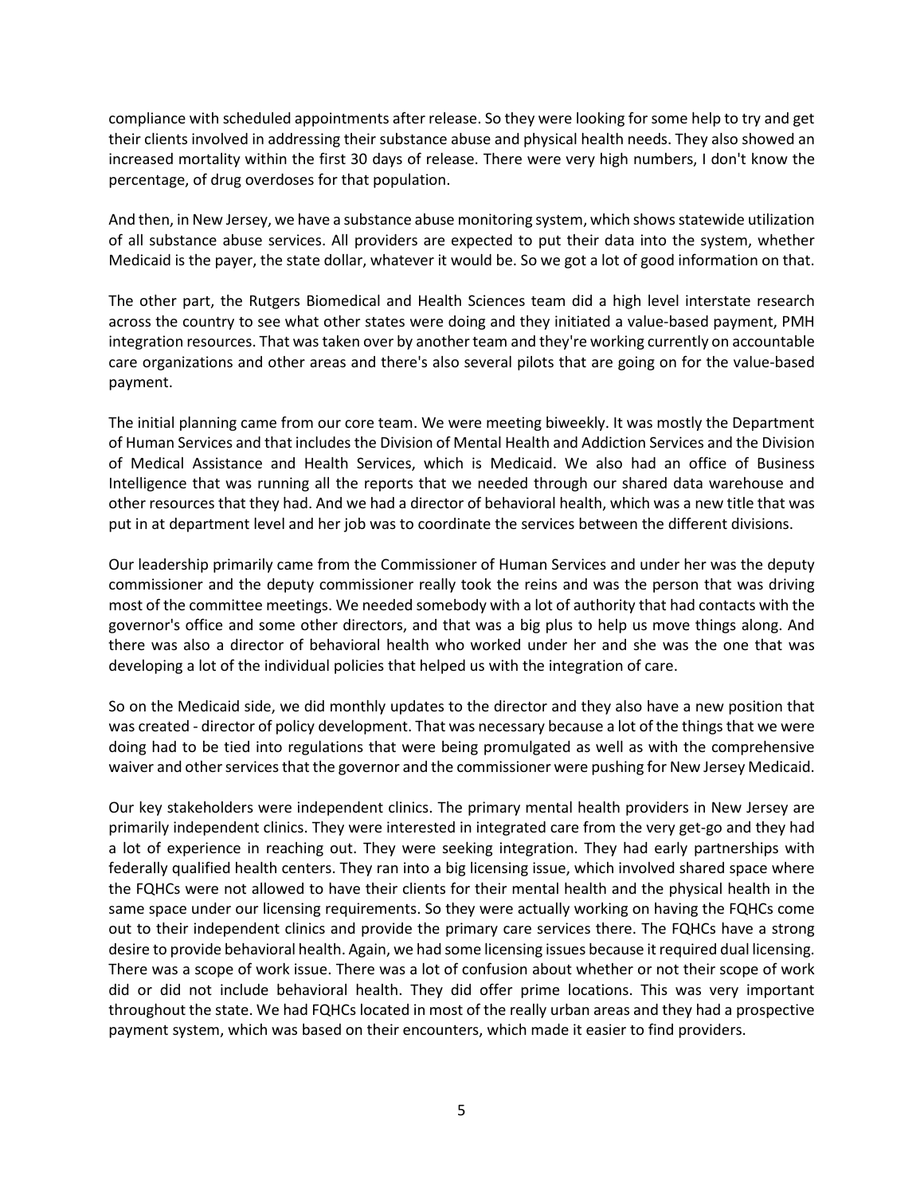compliance with scheduled appointments after release. So they were looking for some help to try and get their clients involved in addressing their substance abuse and physical health needs. They also showed an increased mortality within the first 30 days of release. There were very high numbers, I don't know the percentage, of drug overdoses for that population.

And then, in New Jersey, we have a substance abuse monitoring system, which shows statewide utilization of all substance abuse services. All providers are expected to put their data into the system, whether Medicaid is the payer, the state dollar, whatever it would be. So we got a lot of good information on that.

The other part, the Rutgers Biomedical and Health Sciences team did a high level interstate research across the country to see what other states were doing and they initiated a value-based payment, PMH integration resources. That was taken over by another team and they're working currently on accountable care organizations and other areas and there's also several pilots that are going on for the value-based payment.

The initial planning came from our core team. We were meeting biweekly. It was mostly the Department of Human Services and that includes the Division of Mental Health and Addiction Services and the Division of Medical Assistance and Health Services, which is Medicaid. We also had an office of Business Intelligence that was running all the reports that we needed through our shared data warehouse and other resources that they had. And we had a director of behavioral health, which was a new title that was put in at department level and her job was to coordinate the services between the different divisions.

Our leadership primarily came from the Commissioner of Human Services and under her was the deputy commissioner and the deputy commissioner really took the reins and was the person that was driving most of the committee meetings. We needed somebody with a lot of authority that had contacts with the governor's office and some other directors, and that was a big plus to help us move things along. And there was also a director of behavioral health who worked under her and she was the one that was developing a lot of the individual policies that helped us with the integration of care.

So on the Medicaid side, we did monthly updates to the director and they also have a new position that was created - director of policy development. That was necessary because a lot of the things that we were doing had to be tied into regulations that were being promulgated as well as with the comprehensive waiver and other services that the governor and the commissioner were pushing for New Jersey Medicaid.

Our key stakeholders were independent clinics. The primary mental health providers in New Jersey are primarily independent clinics. They were interested in integrated care from the very get-go and they had a lot of experience in reaching out. They were seeking integration. They had early partnerships with federally qualified health centers. They ran into a big licensing issue, which involved shared space where the FQHCs were not allowed to have their clients for their mental health and the physical health in the same space under our licensing requirements. So they were actually working on having the FQHCs come out to their independent clinics and provide the primary care services there. The FQHCs have a strong desire to provide behavioral health. Again, we had some licensing issues because it required dual licensing. There was a scope of work issue. There was a lot of confusion about whether or not their scope of work did or did not include behavioral health. They did offer prime locations. This was very important throughout the state. We had FQHCs located in most of the really urban areas and they had a prospective payment system, which was based on their encounters, which made it easier to find providers.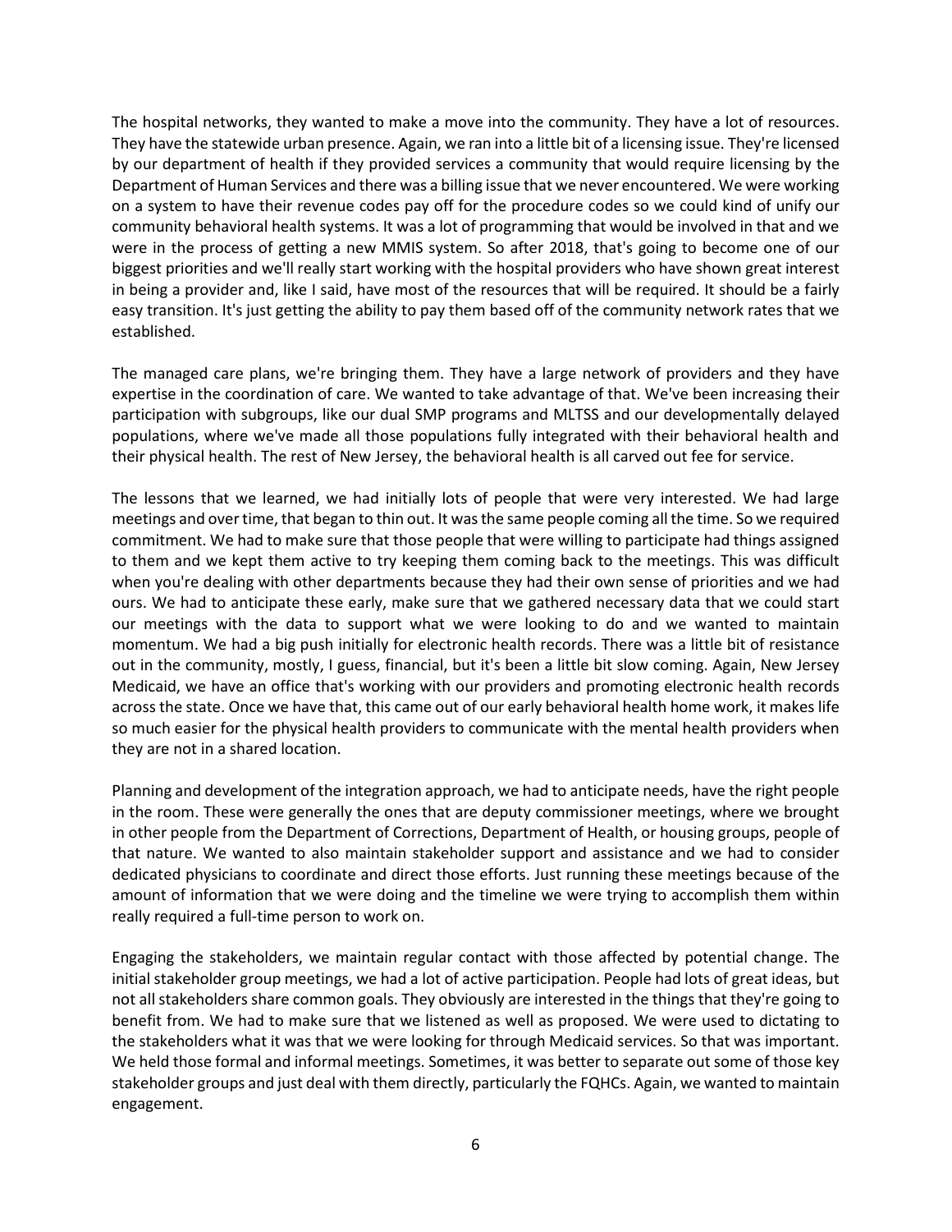The hospital networks, they wanted to make a move into the community. They have a lot of resources. They have the statewide urban presence. Again, we ran into a little bit of a licensing issue. They're licensed by our department of health if they provided services a community that would require licensing by the Department of Human Services and there was a billing issue that we never encountered. We were working on a system to have their revenue codes pay off for the procedure codes so we could kind of unify our community behavioral health systems. It was a lot of programming that would be involved in that and we were in the process of getting a new MMIS system. So after 2018, that's going to become one of our biggest priorities and we'll really start working with the hospital providers who have shown great interest in being a provider and, like I said, have most of the resources that will be required. It should be a fairly easy transition. It's just getting the ability to pay them based off of the community network rates that we established.

The managed care plans, we're bringing them. They have a large network of providers and they have expertise in the coordination of care. We wanted to take advantage of that. We've been increasing their participation with subgroups, like our dual SMP programs and MLTSS and our developmentally delayed populations, where we've made all those populations fully integrated with their behavioral health and their physical health. The rest of New Jersey, the behavioral health is all carved out fee for service.

The lessons that we learned, we had initially lots of people that were very interested. We had large meetings and over time, that began to thin out. It was the same people coming all the time. So we required commitment. We had to make sure that those people that were willing to participate had things assigned to them and we kept them active to try keeping them coming back to the meetings. This was difficult when you're dealing with other departments because they had their own sense of priorities and we had ours. We had to anticipate these early, make sure that we gathered necessary data that we could start our meetings with the data to support what we were looking to do and we wanted to maintain momentum. We had a big push initially for electronic health records. There was a little bit of resistance out in the community, mostly, I guess, financial, but it's been a little bit slow coming. Again, New Jersey Medicaid, we have an office that's working with our providers and promoting electronic health records across the state. Once we have that, this came out of our early behavioral health home work, it makes life so much easier for the physical health providers to communicate with the mental health providers when they are not in a shared location.

Planning and development of the integration approach, we had to anticipate needs, have the right people in the room. These were generally the ones that are deputy commissioner meetings, where we brought in other people from the Department of Corrections, Department of Health, or housing groups, people of that nature. We wanted to also maintain stakeholder support and assistance and we had to consider dedicated physicians to coordinate and direct those efforts. Just running these meetings because of the amount of information that we were doing and the timeline we were trying to accomplish them within really required a full-time person to work on.

Engaging the stakeholders, we maintain regular contact with those affected by potential change. The initial stakeholder group meetings, we had a lot of active participation. People had lots of great ideas, but not all stakeholders share common goals. They obviously are interested in the things that they're going to benefit from. We had to make sure that we listened as well as proposed. We were used to dictating to the stakeholders what it was that we were looking for through Medicaid services. So that was important. We held those formal and informal meetings. Sometimes, it was better to separate out some of those key stakeholder groups and just deal with them directly, particularly the FQHCs. Again, we wanted to maintain engagement.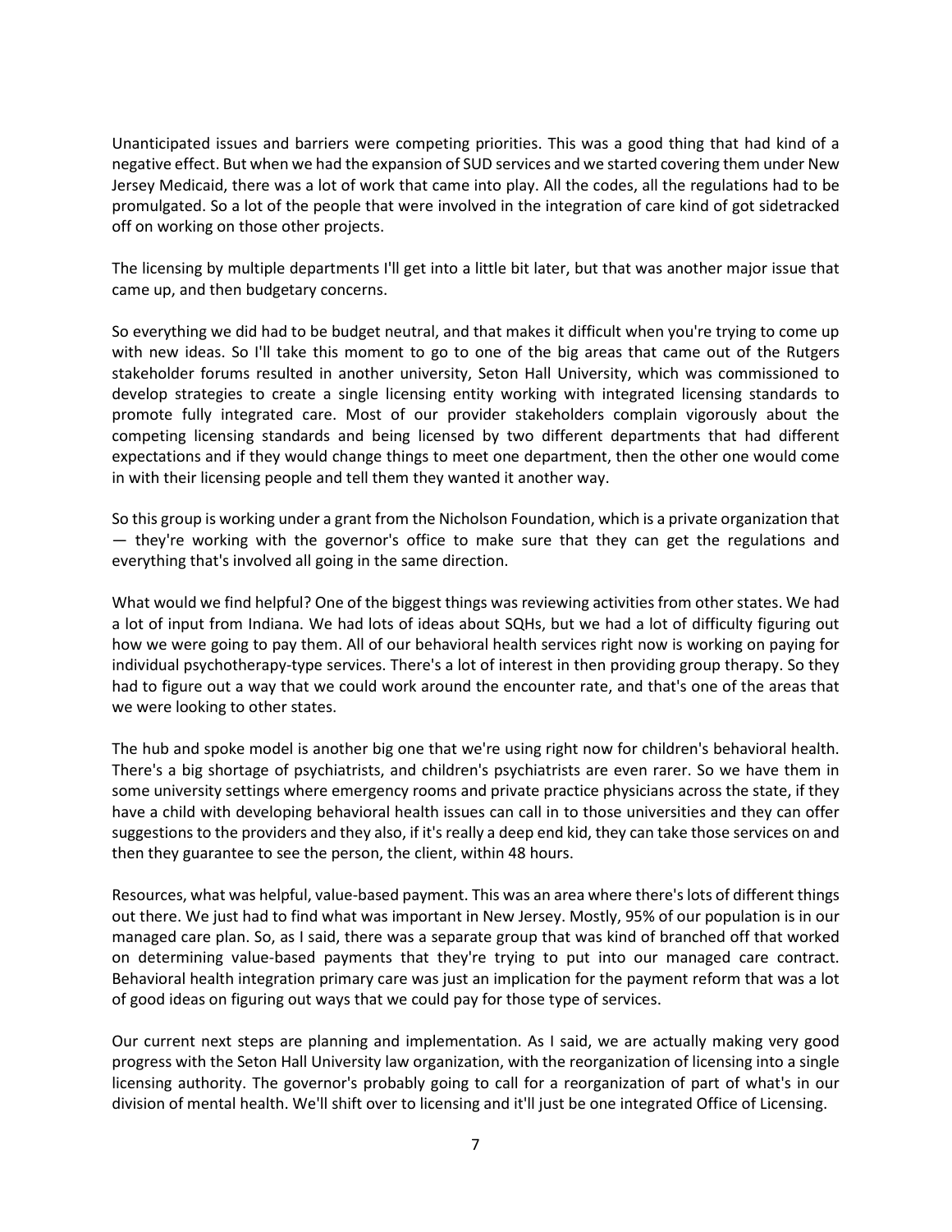Unanticipated issues and barriers were competing priorities. This was a good thing that had kind of a negative effect. But when we had the expansion of SUD services and we started covering them under New Jersey Medicaid, there was a lot of work that came into play. All the codes, all the regulations had to be promulgated. So a lot of the people that were involved in the integration of care kind of got sidetracked off on working on those other projects.

The licensing by multiple departments I'll get into a little bit later, but that was another major issue that came up, and then budgetary concerns.

So everything we did had to be budget neutral, and that makes it difficult when you're trying to come up with new ideas. So I'll take this moment to go to one of the big areas that came out of the Rutgers stakeholder forums resulted in another university, Seton Hall University, which was commissioned to develop strategies to create a single licensing entity working with integrated licensing standards to promote fully integrated care. Most of our provider stakeholders complain vigorously about the competing licensing standards and being licensed by two different departments that had different expectations and if they would change things to meet one department, then the other one would come in with their licensing people and tell them they wanted it another way.

So this group is working under a grant from the Nicholson Foundation, which is a private organization that — they're working with the governor's office to make sure that they can get the regulations and everything that's involved all going in the same direction.

What would we find helpful? One of the biggest things was reviewing activities from other states. We had a lot of input from Indiana. We had lots of ideas about SQHs, but we had a lot of difficulty figuring out how we were going to pay them. All of our behavioral health services right now is working on paying for individual psychotherapy-type services. There's a lot of interest in then providing group therapy. So they had to figure out a way that we could work around the encounter rate, and that's one of the areas that we were looking to other states.

The hub and spoke model is another big one that we're using right now for children's behavioral health. There's a big shortage of psychiatrists, and children's psychiatrists are even rarer. So we have them in some university settings where emergency rooms and private practice physicians across the state, if they have a child with developing behavioral health issues can call in to those universities and they can offer suggestions to the providers and they also, if it's really a deep end kid, they can take those services on and then they guarantee to see the person, the client, within 48 hours.

Resources, what was helpful, value-based payment. This was an area where there's lots of different things out there. We just had to find what was important in New Jersey. Mostly, 95% of our population is in our managed care plan. So, as I said, there was a separate group that was kind of branched off that worked on determining value-based payments that they're trying to put into our managed care contract. Behavioral health integration primary care was just an implication for the payment reform that was a lot of good ideas on figuring out ways that we could pay for those type of services.

Our current next steps are planning and implementation. As I said, we are actually making very good progress with the Seton Hall University law organization, with the reorganization of licensing into a single licensing authority. The governor's probably going to call for a reorganization of part of what's in our division of mental health. We'll shift over to licensing and it'll just be one integrated Office of Licensing.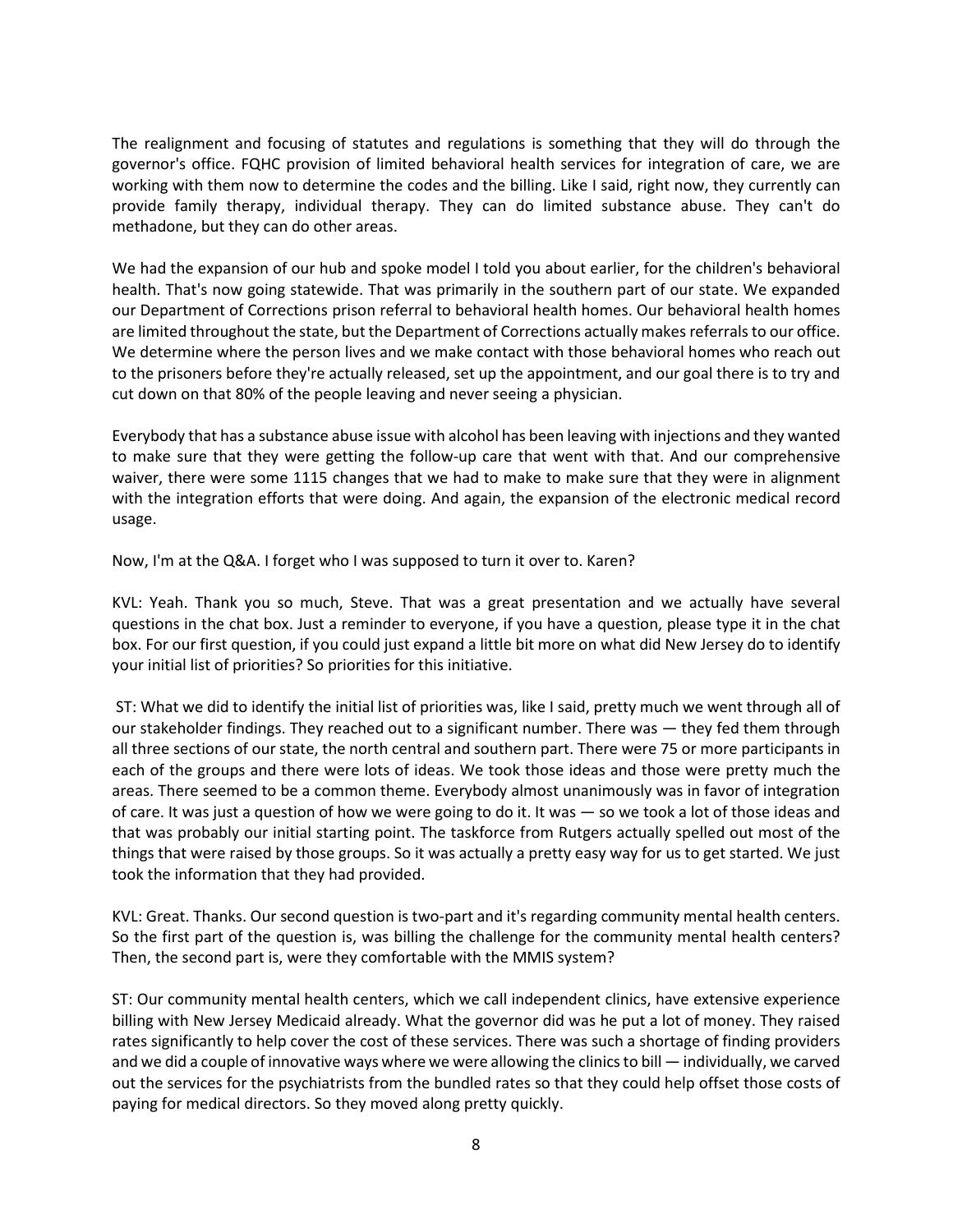The realignment and focusing of statutes and regulations is something that they will do through the governor's office. FQHC provision of limited behavioral health services for integration of care, we are working with them now to determine the codes and the billing. Like I said, right now, they currently can provide family therapy, individual therapy. They can do limited substance abuse. They can't do methadone, but they can do other areas.

We had the expansion of our hub and spoke model I told you about earlier, for the children's behavioral health. That's now going statewide. That was primarily in the southern part of our state. We expanded our Department of Corrections prison referral to behavioral health homes. Our behavioral health homes are limited throughout the state, but the Department of Corrections actually makes referrals to our office. We determine where the person lives and we make contact with those behavioral homes who reach out to the prisoners before they're actually released, set up the appointment, and our goal there is to try and cut down on that 80% of the people leaving and never seeing a physician.

Everybody that has a substance abuse issue with alcohol has been leaving with injections and they wanted to make sure that they were getting the follow-up care that went with that. And our comprehensive waiver, there were some 1115 changes that we had to make to make sure that they were in alignment with the integration efforts that were doing. And again, the expansion of the electronic medical record usage.

Now, I'm at the Q&A. I forget who I was supposed to turn it over to. Karen?

KVL: Yeah. Thank you so much, Steve. That was a great presentation and we actually have several questions in the chat box. Just a reminder to everyone, if you have a question, please type it in the chat box. For our first question, if you could just expand a little bit more on what did New Jersey do to identify your initial list of priorities? So priorities for this initiative.

ST: What we did to identify the initial list of priorities was, like I said, pretty much we went through all of our stakeholder findings. They reached out to a significant number. There was — they fed them through all three sections of our state, the north central and southern part. There were 75 or more participants in each of the groups and there were lots of ideas. We took those ideas and those were pretty much the areas. There seemed to be a common theme. Everybody almost unanimously was in favor of integration of care. It was just a question of how we were going to do it. It was — so we took a lot of those ideas and that was probably our initial starting point. The taskforce from Rutgers actually spelled out most of the things that were raised by those groups. So it was actually a pretty easy way for us to get started. We just took the information that they had provided.

KVL: Great. Thanks. Our second question is two-part and it's regarding community mental health centers. So the first part of the question is, was billing the challenge for the community mental health centers? Then, the second part is, were they comfortable with the MMIS system?

ST: Our community mental health centers, which we call independent clinics, have extensive experience billing with New Jersey Medicaid already. What the governor did was he put a lot of money. They raised rates significantly to help cover the cost of these services. There was such a shortage of finding providers and we did a couple of innovative ways where we were allowing the clinics to bill — individually, we carved out the services for the psychiatrists from the bundled rates so that they could help offset those costs of paying for medical directors. So they moved along pretty quickly.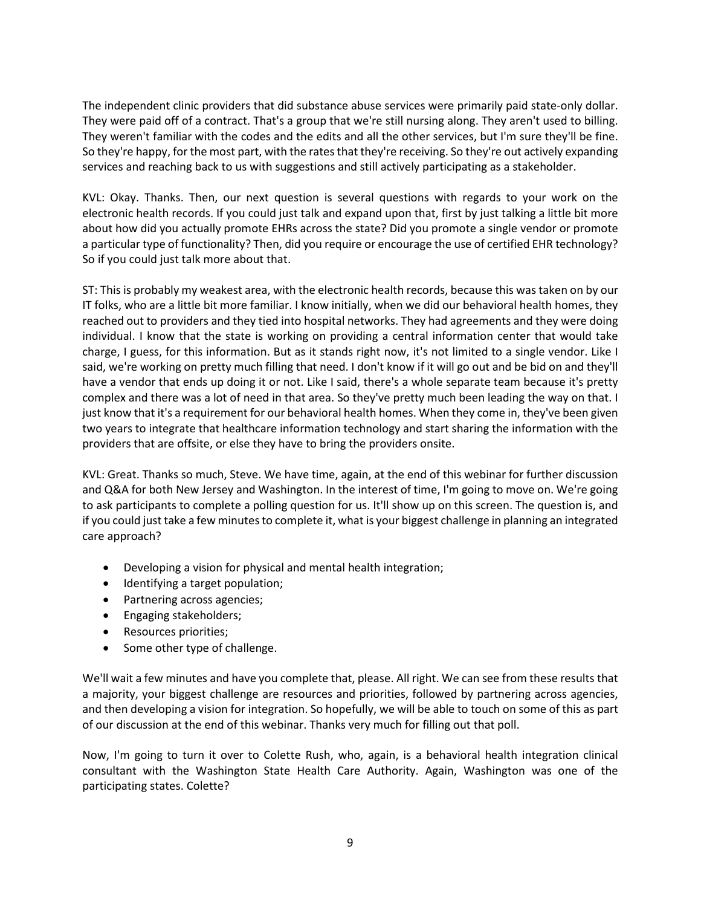The independent clinic providers that did substance abuse services were primarily paid state-only dollar. They were paid off of a contract. That's a group that we're still nursing along. They aren't used to billing. They weren't familiar with the codes and the edits and all the other services, but I'm sure they'll be fine. So they're happy, for the most part, with the rates that they're receiving. So they're out actively expanding services and reaching back to us with suggestions and still actively participating as a stakeholder.

KVL: Okay. Thanks. Then, our next question is several questions with regards to your work on the electronic health records. If you could just talk and expand upon that, first by just talking a little bit more about how did you actually promote EHRs across the state? Did you promote a single vendor or promote a particular type of functionality? Then, did you require or encourage the use of certified EHR technology? So if you could just talk more about that.

ST: This is probably my weakest area, with the electronic health records, because this was taken on by our IT folks, who are a little bit more familiar. I know initially, when we did our behavioral health homes, they reached out to providers and they tied into hospital networks. They had agreements and they were doing individual. I know that the state is working on providing a central information center that would take charge, I guess, for this information. But as it stands right now, it's not limited to a single vendor. Like I said, we're working on pretty much filling that need. I don't know if it will go out and be bid on and they'll have a vendor that ends up doing it or not. Like I said, there's a whole separate team because it's pretty complex and there was a lot of need in that area. So they've pretty much been leading the way on that. I just know that it's a requirement for our behavioral health homes. When they come in, they've been given two years to integrate that healthcare information technology and start sharing the information with the providers that are offsite, or else they have to bring the providers onsite.

KVL: Great. Thanks so much, Steve. We have time, again, at the end of this webinar for further discussion and Q&A for both New Jersey and Washington. In the interest of time, I'm going to move on. We're going to ask participants to complete a polling question for us. It'll show up on this screen. The question is, and if you could just take a few minutes to complete it, what is your biggest challenge in planning an integrated care approach?

- Developing a vision for physical and mental health integration;
- Identifying a target population;
- Partnering across agencies;
- Engaging stakeholders;
- Resources priorities;
- Some other type of challenge.

We'll wait a few minutes and have you complete that, please. All right. We can see from these results that a majority, your biggest challenge are resources and priorities, followed by partnering across agencies, and then developing a vision for integration. So hopefully, we will be able to touch on some of this as part of our discussion at the end of this webinar. Thanks very much for filling out that poll.

Now, I'm going to turn it over to Colette Rush, who, again, is a behavioral health integration clinical consultant with the Washington State Health Care Authority. Again, Washington was one of the participating states. Colette?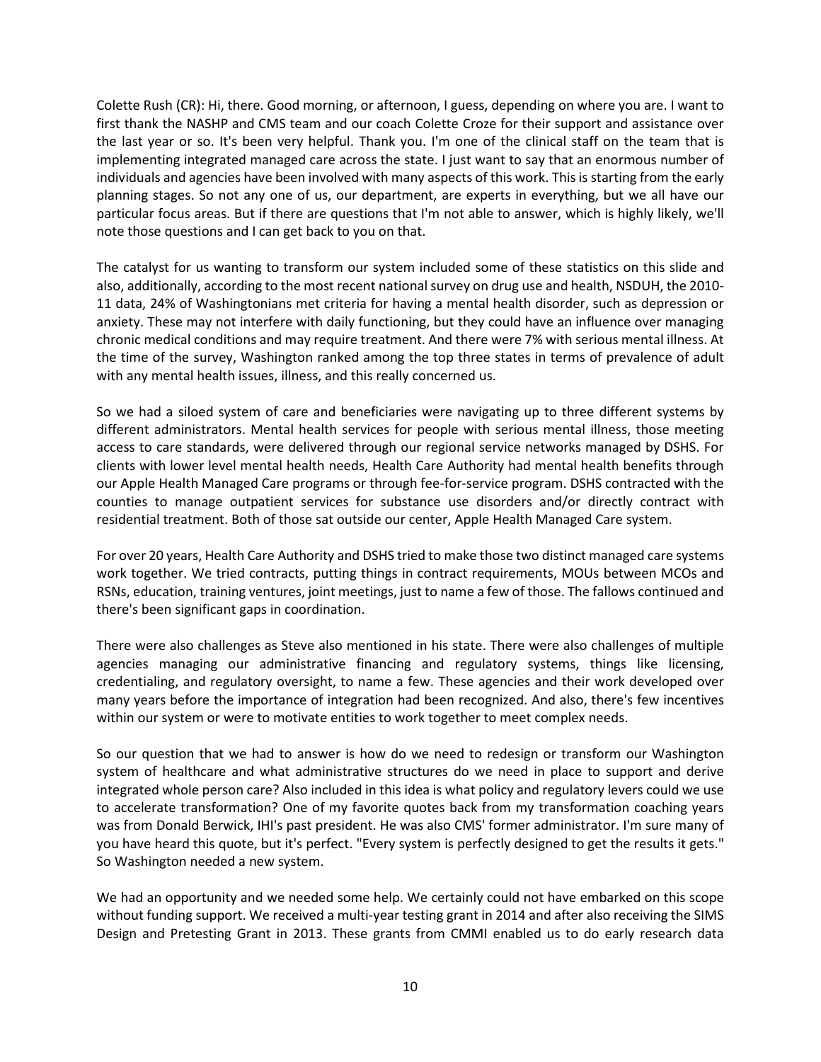Colette Rush (CR): Hi, there. Good morning, or afternoon, I guess, depending on where you are. I want to first thank the NASHP and CMS team and our coach Colette Croze for their support and assistance over the last year or so. It's been very helpful. Thank you. I'm one of the clinical staff on the team that is implementing integrated managed care across the state. I just want to say that an enormous number of individuals and agencies have been involved with many aspects of this work. This is starting from the early planning stages. So not any one of us, our department, are experts in everything, but we all have our particular focus areas. But if there are questions that I'm not able to answer, which is highly likely, we'll note those questions and I can get back to you on that.

The catalyst for us wanting to transform our system included some of these statistics on this slide and also, additionally, according to the most recent national survey on drug use and health, NSDUH, the 2010-11 data, 24% of Washingtonians met criteria for having a mental health disorder, such as depression or anxiety. These may not interfere with daily functioning, but they could have an influence over managing chronic medical conditions and may require treatment. And there were 7% with serious mental illness. At the time of the survey, Washington ranked among the top three states in terms of prevalence of adult with any mental health issues, illness, and this really concerned us.

So we had a siloed system of care and beneficiaries were navigating up to three different systems by different administrators. Mental health services for people with serious mental illness, those meeting access to care standards, were delivered through our regional service networks managed by DSHS. For clients with lower level mental health needs, Health Care Authority had mental health benefits through our Apple Health Managed Care programs or through fee-for-service program. DSHS contracted with the counties to manage outpatient services for substance use disorders and/or directly contract with residential treatment. Both of those sat outside our center, Apple Health Managed Care system.

For over 20 years, Health Care Authority and DSHS tried to make those two distinct managed care systems work together. We tried contracts, putting things in contract requirements, MOUs between MCOs and RSNs, education, training ventures, joint meetings, just to name a few of those. The fallows continued and there's been significant gaps in coordination.

There were also challenges as Steve also mentioned in his state. There were also challenges of multiple agencies managing our administrative financing and regulatory systems, things like licensing, credentialing, and regulatory oversight, to name a few. These agencies and their work developed over many years before the importance of integration had been recognized. And also, there's few incentives within our system or were to motivate entities to work together to meet complex needs.

So our question that we had to answer is how do we need to redesign or transform our Washington system of healthcare and what administrative structures do we need in place to support and derive integrated whole person care? Also included in this idea is what policy and regulatory levers could we use to accelerate transformation? One of my favorite quotes back from my transformation coaching years was from Donald Berwick, IHI's past president. He was also CMS' former administrator. I'm sure many of you have heard this quote, but it's perfect. "Every system is perfectly designed to get the results it gets." So Washington needed a new system.

We had an opportunity and we needed some help. We certainly could not have embarked on this scope without funding support. We received a multi-year testing grant in 2014 and after also receiving the SIMS Design and Pretesting Grant in 2013. These grants from CMMI enabled us to do early research data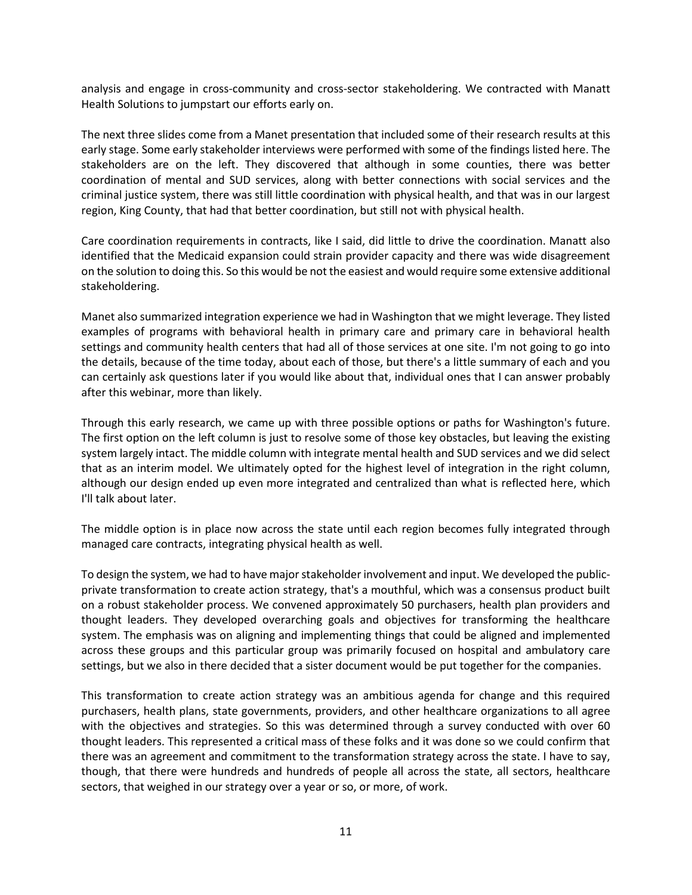analysis and engage in cross-community and cross-sector stakeholdering. We contracted with Manatt Health Solutions to jumpstart our efforts early on.

The next three slides come from a Manet presentation that included some of their research results at this early stage. Some early stakeholder interviews were performed with some of the findings listed here. The stakeholders are on the left. They discovered that although in some counties, there was better coordination of mental and SUD services, along with better connections with social services and the criminal justice system, there was still little coordination with physical health, and that was in our largest region, King County, that had that better coordination, but still not with physical health.

Care coordination requirements in contracts, like I said, did little to drive the coordination. Manatt also identified that the Medicaid expansion could strain provider capacity and there was wide disagreement on the solution to doing this. So this would be not the easiest and would require some extensive additional stakeholdering.

Manet also summarized integration experience we had in Washington that we might leverage. They listed examples of programs with behavioral health in primary care and primary care in behavioral health settings and community health centers that had all of those services at one site. I'm not going to go into the details, because of the time today, about each of those, but there's a little summary of each and you can certainly ask questions later if you would like about that, individual ones that I can answer probably after this webinar, more than likely.

Through this early research, we came up with three possible options or paths for Washington's future. The first option on the left column is just to resolve some of those key obstacles, but leaving the existing system largely intact. The middle column with integrate mental health and SUD services and we did select that as an interim model. We ultimately opted for the highest level of integration in the right column, although our design ended up even more integrated and centralized than what is reflected here, which I'll talk about later.

The middle option is in place now across the state until each region becomes fully integrated through managed care contracts, integrating physical health as well.

To design the system, we had to have major stakeholder involvement and input. We developed the public-private transformation to create action strategy, that's a mouthful, which was a consensus product built on a robust stakeholder process. We convened approximately 50 purchasers, health plan providers and thought leaders. They developed overarching goals and objectives for transforming the healthcare system. The emphasis was on aligning and implementing things that could be aligned and implemented across these groups and this particular group was primarily focused on hospital and ambulatory care settings, but we also in there decided that a sister document would be put together for the companies.

This transformation to create action strategy was an ambitious agenda for change and this required purchasers, health plans, state governments, providers, and other healthcare organizations to all agree with the objectives and strategies. So this was determined through a survey conducted with over 60 thought leaders. This represented a critical mass of these folks and it was done so we could confirm that there was an agreement and commitment to the transformation strategy across the state. I have to say, though, that there were hundreds and hundreds of people all across the state, all sectors, healthcare sectors, that weighed in our strategy over a year or so, or more, of work.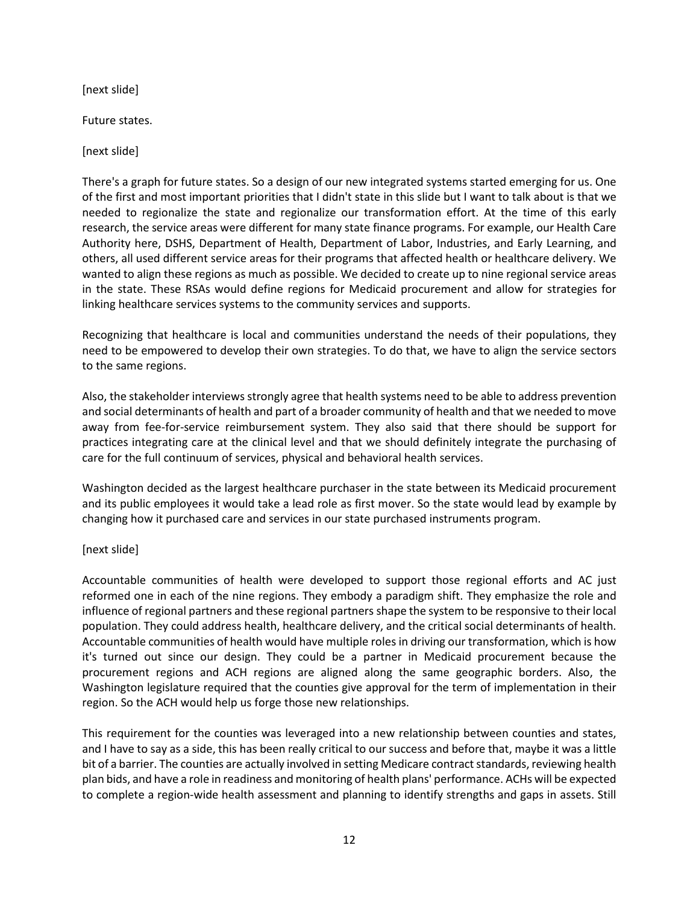[next slide]

Future states.

[next slide]

There's a graph for future states. So a design of our new integrated systems started emerging for us. One of the first and most important priorities that I didn't state in this slide but I want to talk about is that we needed to regionalize the state and regionalize our transformation effort. At the time of this early research, the service areas were different for many state finance programs. For example, our Health Care Authority here, DSHS, Department of Health, Department of Labor, Industries, and Early Learning, and others, all used different service areas for their programs that affected health or healthcare delivery. We wanted to align these regions as much as possible. We decided to create up to nine regional service areas in the state. These RSAs would define regions for Medicaid procurement and allow for strategies for linking healthcare services systems to the community services and supports.

Recognizing that healthcare is local and communities understand the needs of their populations, they need to be empowered to develop their own strategies. To do that, we have to align the service sectors to the same regions.

Also, the stakeholder interviews strongly agree that health systems need to be able to address prevention and social determinants of health and part of a broader community of health and that we needed to move away from fee-for-service reimbursement system. They also said that there should be support for practices integrating care at the clinical level and that we should definitely integrate the purchasing of care for the full continuum of services, physical and behavioral health services.

Washington decided as the largest healthcare purchaser in the state between its Medicaid procurement and its public employees it would take a lead role as first mover. So the state would lead by example by changing how it purchased care and services in our state purchased instruments program.

[next slide]

Accountable communities of health were developed to support those regional efforts and AC just reformed one in each of the nine regions. They embody a paradigm shift. They emphasize the role and influence of regional partners and these regional partners shape the system to be responsive to their local population. They could address health, healthcare delivery, and the critical social determinants of health. Accountable communities of health would have multiple roles in driving our transformation, which is how it's turned out since our design. They could be a partner in Medicaid procurement because the procurement regions and ACH regions are aligned along the same geographic borders. Also, the Washington legislature required that the counties give approval for the term of implementation in their region. So the ACH would help us forge those new relationships.

This requirement for the counties was leveraged into a new relationship between counties and states, and I have to say as a side, this has been really critical to our success and before that, maybe it was a little bit of a barrier. The counties are actually involved in setting Medicare contract standards, reviewing health plan bids, and have a role in readiness and monitoring of health plans' performance. ACHs will be expected to complete a region-wide health assessment and planning to identify strengths and gaps in assets. Still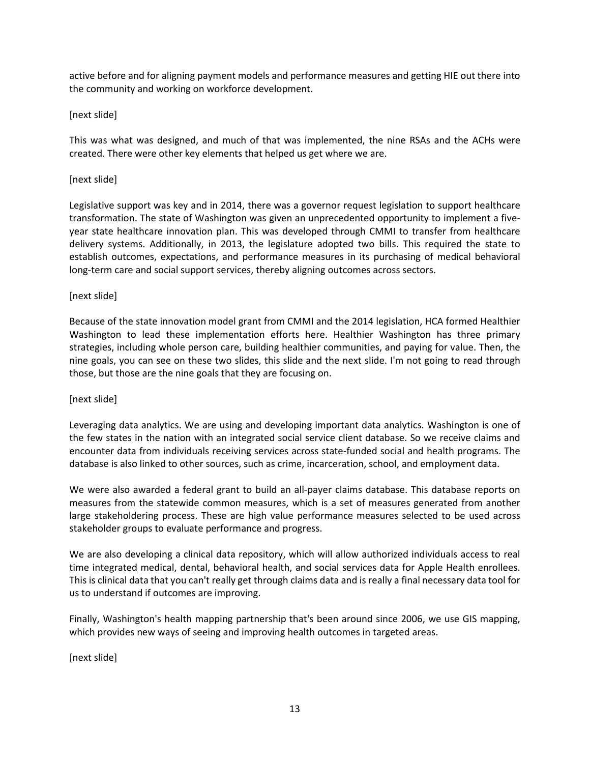active before and for aligning payment models and performance measures and getting HIE out there into the community and working on workforce development.

[next slide]

This was what was designed, and much of that was implemented, the nine RSAs and the ACHs were created. There were other key elements that helped us get where we are.

[next slide]

Legislative support was key and in 2014, there was a governor request legislation to support healthcare transformation. The state of Washington was given an unprecedented opportunity to implement a five-year state healthcare innovation plan. This was developed through CMMI to transfer from healthcare delivery systems. Additionally, in 2013, the legislature adopted two bills. This required the state to establish outcomes, expectations, and performance measures in its purchasing of medical behavioral long-term care and social support services, thereby aligning outcomes across sectors.

[next slide]

Because of the state innovation model grant from CMMI and the 2014 legislation, HCA formed Healthier Washington to lead these implementation efforts here. Healthier Washington has three primary strategies, including whole person care, building healthier communities, and paying for value. Then, the nine goals, you can see on these two slides, this slide and the next slide. I'm not going to read through those, but those are the nine goals that they are focusing on.

[next slide]

Leveraging data analytics. We are using and developing important data analytics. Washington is one of the few states in the nation with an integrated social service client database. So we receive claims and encounter data from individuals receiving services across state-funded social and health programs. The database is also linked to other sources, such as crime, incarceration, school, and employment data.

We were also awarded a federal grant to build an all-payer claims database. This database reports on measures from the statewide common measures, which is a set of measures generated from another large stakeholdering process. These are high value performance measures selected to be used across stakeholder groups to evaluate performance and progress.

We are also developing a clinical data repository, which will allow authorized individuals access to real time integrated medical, dental, behavioral health, and social services data for Apple Health enrollees. This is clinical data that you can't really get through claims data and is really a final necessary data tool for us to understand if outcomes are improving.

Finally, Washington's health mapping partnership that's been around since 2006, we use GIS mapping, which provides new ways of seeing and improving health outcomes in targeted areas.

[next slide]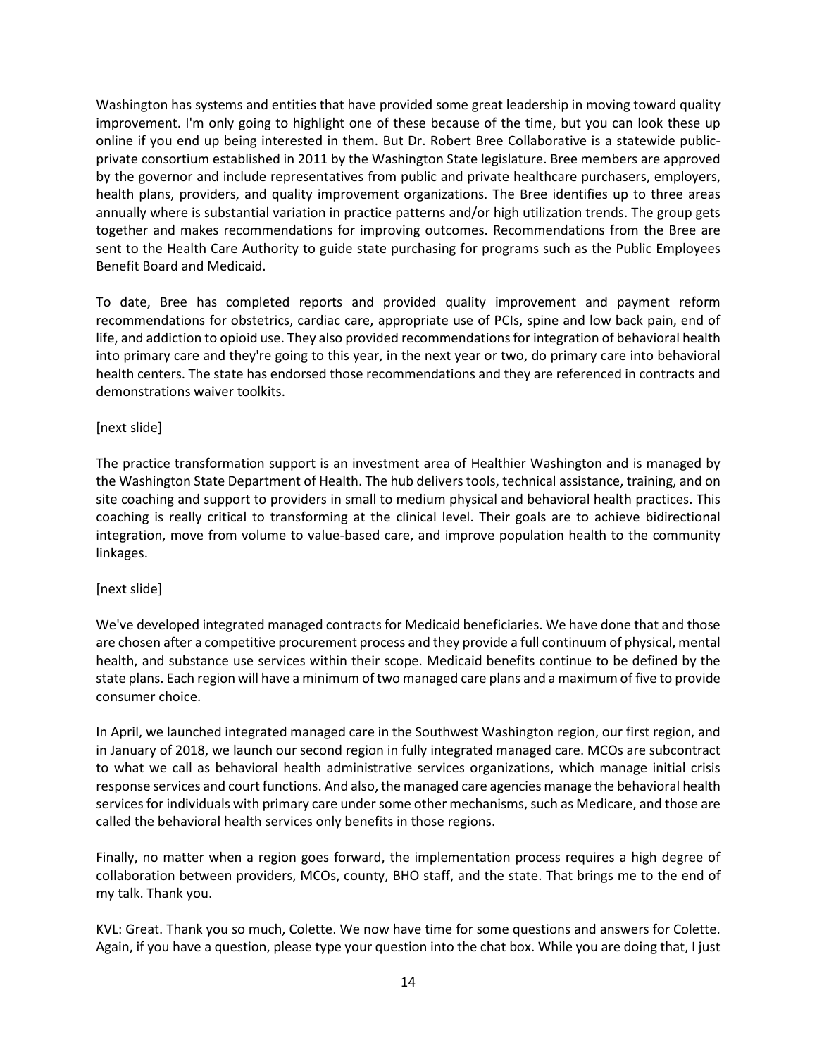Washington has systems and entities that have provided some great leadership in moving toward quality improvement. I'm only going to highlight one of these because of the time, but you can look these up online if you end up being interested in them. But Dr. Robert Bree Collaborative is a statewide public-private consortium established in 2011 by the Washington State legislature. Bree members are approved by the governor and include representatives from public and private healthcare purchasers, employers, health plans, providers, and quality improvement organizations. The Bree identifies up to three areas annually where is substantial variation in practice patterns and/or high utilization trends. The group gets together and makes recommendations for improving outcomes. Recommendations from the Bree are sent to the Health Care Authority to guide state purchasing for programs such as the Public Employees Benefit Board and Medicaid.

To date, Bree has completed reports and provided quality improvement and payment reform recommendations for obstetrics, cardiac care, appropriate use of PCIs, spine and low back pain, end of life, and addiction to opioid use. They also provided recommendations for integration of behavioral health into primary care and they're going to this year, in the next year or two, do primary care into behavioral health centers. The state has endorsed those recommendations and they are referenced in contracts and demonstrations waiver toolkits.

[next slide]

The practice transformation support is an investment area of Healthier Washington and is managed by the Washington State Department of Health. The hub delivers tools, technical assistance, training, and on site coaching and support to providers in small to medium physical and behavioral health practices. This coaching is really critical to transforming at the clinical level. Their goals are to achieve bidirectional integration, move from volume to value-based care, and improve population health to the community linkages.

[next slide]

We've developed integrated managed contracts for Medicaid beneficiaries. We have done that and those are chosen after a competitive procurement process and they provide a full continuum of physical, mental health, and substance use services within their scope. Medicaid benefits continue to be defined by the state plans. Each region will have a minimum of two managed care plans and a maximum of five to provide consumer choice.

In April, we launched integrated managed care in the Southwest Washington region, our first region, and in January of 2018, we launch our second region in fully integrated managed care. MCOs are subcontract to what we call as behavioral health administrative services organizations, which manage initial crisis response services and court functions. And also, the managed care agencies manage the behavioral health services for individuals with primary care under some other mechanisms, such as Medicare, and those are called the behavioral health services only benefits in those regions.

Finally, no matter when a region goes forward, the implementation process requires a high degree of collaboration between providers, MCOs, county, BHO staff, and the state. That brings me to the end of my talk. Thank you.

KVL: Great. Thank you so much, Colette. We now have time for some questions and answers for Colette. Again, if you have a question, please type your question into the chat box. While you are doing that, I just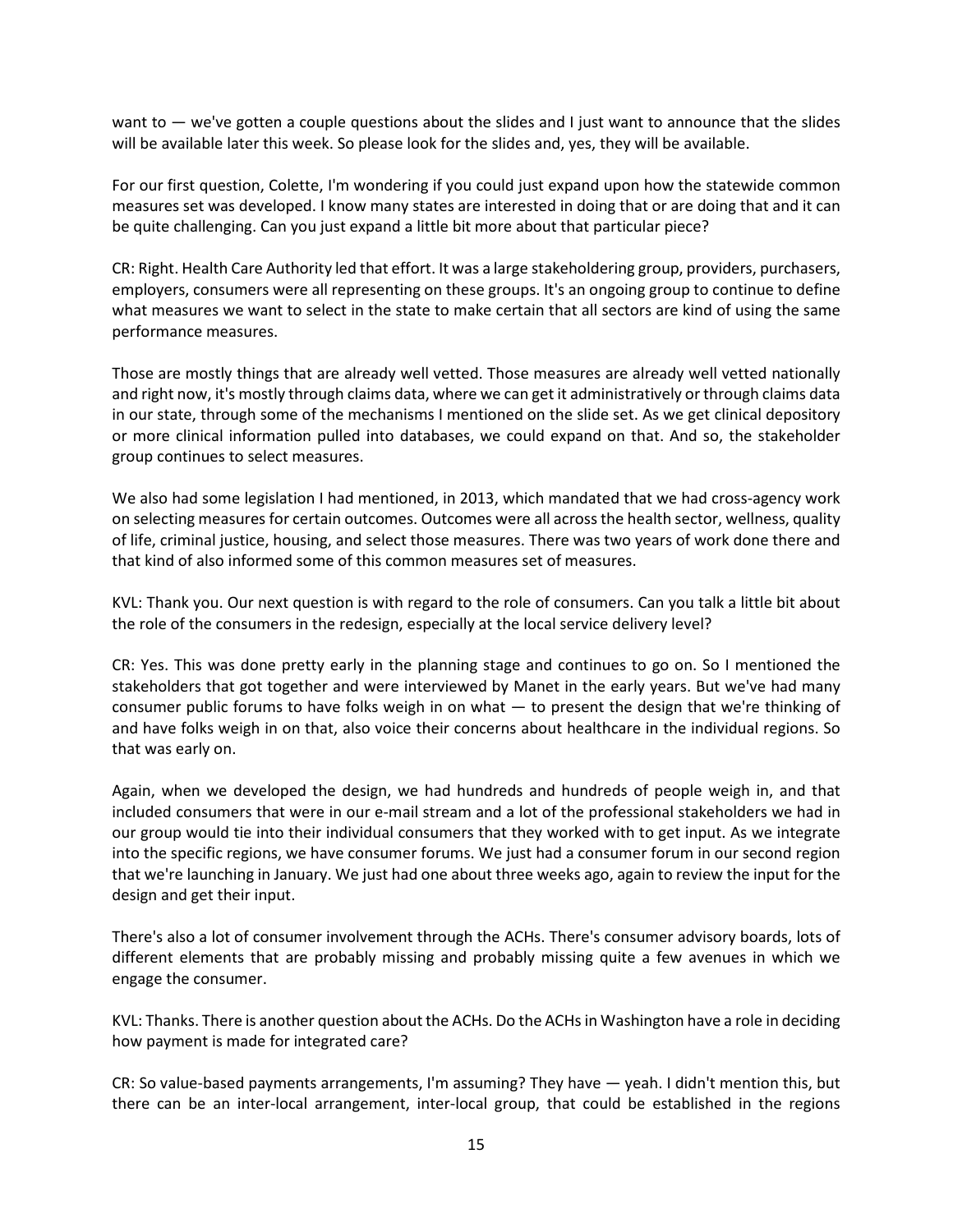want to — we've gotten a couple questions about the slides and I just want to announce that the slides will be available later this week. So please look for the slides and, yes, they will be available.

For our first question, Colette, I'm wondering if you could just expand upon how the statewide common measures set was developed. I know many states are interested in doing that or are doing that and it can be quite challenging. Can you just expand a little bit more about that particular piece?

CR: Right. Health Care Authority led that effort. It was a large stakeholdering group, providers, purchasers, employers, consumers were all representing on these groups. It's an ongoing group to continue to define what measures we want to select in the state to make certain that all sectors are kind of using the same performance measures.

Those are mostly things that are already well vetted. Those measures are already well vetted nationally and right now, it's mostly through claims data, where we can get it administratively or through claims data in our state, through some of the mechanisms I mentioned on the slide set. As we get clinical depository or more clinical information pulled into databases, we could expand on that. And so, the stakeholder group continues to select measures.

We also had some legislation I had mentioned, in 2013, which mandated that we had cross-agency work on selecting measures for certain outcomes. Outcomes were all across the health sector, wellness, quality of life, criminal justice, housing, and select those measures. There was two years of work done there and that kind of also informed some of this common measures set of measures.

KVL: Thank you. Our next question is with regard to the role of consumers. Can you talk a little bit about the role of the consumers in the redesign, especially at the local service delivery level?

CR: Yes. This was done pretty early in the planning stage and continues to go on. So I mentioned the stakeholders that got together and were interviewed by Manet in the early years. But we've had many consumer public forums to have folks weigh in on what — to present the design that we're thinking of and have folks weigh in on that, also voice their concerns about healthcare in the individual regions. So that was early on.

Again, when we developed the design, we had hundreds and hundreds of people weigh in, and that included consumers that were in our e-mail stream and a lot of the professional stakeholders we had in our group would tie into their individual consumers that they worked with to get input. As we integrate into the specific regions, we have consumer forums. We just had a consumer forum in our second region that we're launching in January. We just had one about three weeks ago, again to review the input for the design and get their input.

There's also a lot of consumer involvement through the ACHs. There's consumer advisory boards, lots of different elements that are probably missing and probably missing quite a few avenues in which we engage the consumer.

KVL: Thanks. There is another question about the ACHs. Do the ACHs in Washington have a role in deciding how payment is made for integrated care?

CR: So value-based payments arrangements, I'm assuming? They have — yeah. I didn't mention this, but there can be an inter-local arrangement, inter-local group, that could be established in the regions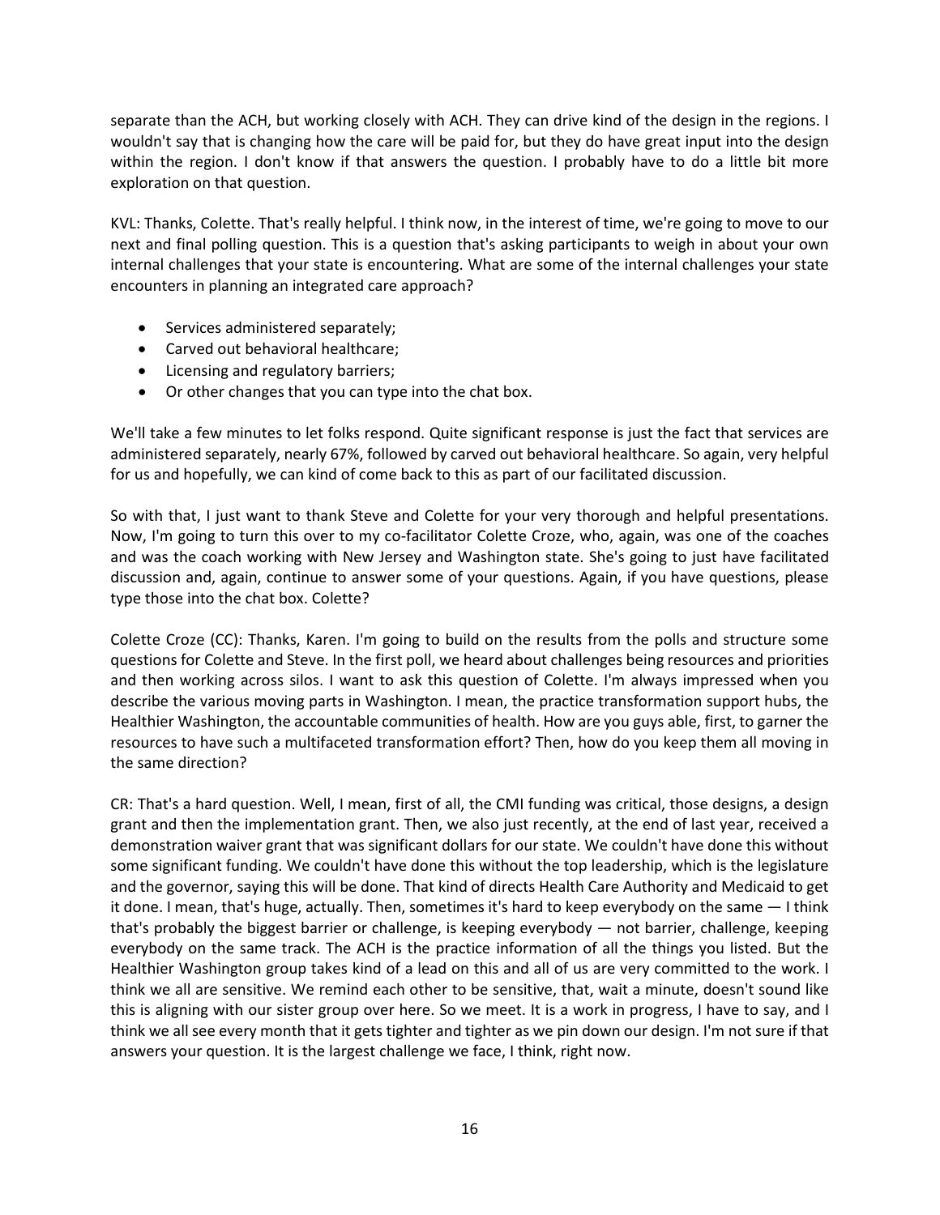separate than the ACH, but working closely with ACH. They can drive kind of the design in the regions. I wouldn't say that is changing how the care will be paid for, but they do have great input into the design within the region. I don't know if that answers the question. I probably have to do a little bit more exploration on that question.

KVL: Thanks, Colette. That's really helpful. I think now, in the interest of time, we're going to move to our next and final polling question. This is a question that's asking participants to weigh in about your own internal challenges that your state is encountering. What are some of the internal challenges your state encounters in planning an integrated care approach?

- Services administered separately;
- Carved out behavioral healthcare;
- Licensing and regulatory barriers;
- Or other changes that you can type into the chat box.

We'll take a few minutes to let folks respond. Quite significant response is just the fact that services are administered separately, nearly 67%, followed by carved out behavioral healthcare. So again, very helpful for us and hopefully, we can kind of come back to this as part of our facilitated discussion.

So with that, I just want to thank Steve and Colette for your very thorough and helpful presentations. Now, I'm going to turn this over to my co-facilitator Colette Croze, who, again, was one of the coaches and was the coach working with New Jersey and Washington state. She's going to just have facilitated discussion and, again, continue to answer some of your questions. Again, if you have questions, please type those into the chat box. Colette?

Colette Croze (CC): Thanks, Karen. I'm going to build on the results from the polls and structure some questions for Colette and Steve. In the first poll, we heard about challenges being resources and priorities and then working across silos. I want to ask this question of Colette. I'm always impressed when you describe the various moving parts in Washington. I mean, the practice transformation support hubs, the Healthier Washington, the accountable communities of health. How are you guys able, first, to garner the resources to have such a multifaceted transformation effort? Then, how do you keep them all moving in the same direction?

CR: That's a hard question. Well, I mean, first of all, the CMI funding was critical, those designs, a design grant and then the implementation grant. Then, we also just recently, at the end of last year, received a demonstration waiver grant that was significant dollars for our state. We couldn't have done this without some significant funding. We couldn't have done this without the top leadership, which is the legislature and the governor, saying this will be done. That kind of directs Health Care Authority and Medicaid to get it done. I mean, that's huge, actually. Then, sometimes it's hard to keep everybody on the same — I think that's probably the biggest barrier or challenge, is keeping everybody — not barrier, challenge, keeping everybody on the same track. The ACH is the practice information of all the things you listed. But the Healthier Washington group takes kind of a lead on this and all of us are very committed to the work. I think we all are sensitive. We remind each other to be sensitive, that, wait a minute, doesn't sound like this is aligning with our sister group over here. So we meet. It is a work in progress, I have to say, and I think we all see every month that it gets tighter and tighter as we pin down our design. I'm not sure if that answers your question. It is the largest challenge we face, I think, right now.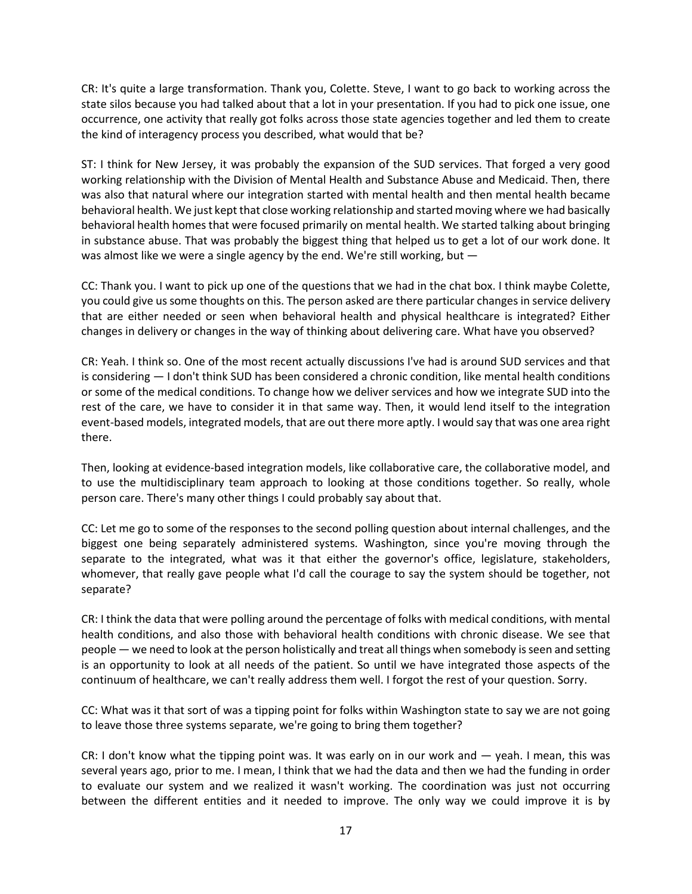CR: It's quite a large transformation. Thank you, Colette. Steve, I want to go back to working across the state silos because you had talked about that a lot in your presentation. If you had to pick one issue, one occurrence, one activity that really got folks across those state agencies together and led them to create the kind of interagency process you described, what would that be?

ST: I think for New Jersey, it was probably the expansion of the SUD services. That forged a very good working relationship with the Division of Mental Health and Substance Abuse and Medicaid. Then, there was also that natural where our integration started with mental health and then mental health became behavioral health. We just kept that close working relationship and started moving where we had basically behavioral health homes that were focused primarily on mental health. We started talking about bringing in substance abuse. That was probably the biggest thing that helped us to get a lot of our work done. It was almost like we were a single agency by the end. We're still working, but —

CC: Thank you. I want to pick up one of the questions that we had in the chat box. I think maybe Colette, you could give us some thoughts on this. The person asked are there particular changes in service delivery that are either needed or seen when behavioral health and physical healthcare is integrated? Either changes in delivery or changes in the way of thinking about delivering care. What have you observed?

CR: Yeah. I think so. One of the most recent actually discussions I've had is around SUD services and that is considering — I don't think SUD has been considered a chronic condition, like mental health conditions or some of the medical conditions. To change how we deliver services and how we integrate SUD into the rest of the care, we have to consider it in that same way. Then, it would lend itself to the integration event-based models, integrated models, that are out there more aptly. I would say that was one area right there.

Then, looking at evidence-based integration models, like collaborative care, the collaborative model, and to use the multidisciplinary team approach to looking at those conditions together. So really, whole person care. There's many other things I could probably say about that.

CC: Let me go to some of the responses to the second polling question about internal challenges, and the biggest one being separately administered systems. Washington, since you're moving through the separate to the integrated, what was it that either the governor's office, legislature, stakeholders, whomever, that really gave people what I'd call the courage to say the system should be together, not separate?

CR: I think the data that were polling around the percentage of folks with medical conditions, with mental health conditions, and also those with behavioral health conditions with chronic disease. We see that people — we need to look at the person holistically and treat all things when somebody is seen and setting is an opportunity to look at all needs of the patient. So until we have integrated those aspects of the continuum of healthcare, we can't really address them well. I forgot the rest of your question. Sorry.

CC: What was it that sort of was a tipping point for folks within Washington state to say we are not going to leave those three systems separate, we're going to bring them together?

CR: I don't know what the tipping point was. It was early on in our work and — yeah. I mean, this was several years ago, prior to me. I mean, I think that we had the data and then we had the funding in order to evaluate our system and we realized it wasn't working. The coordination was just not occurring between the different entities and it needed to improve. The only way we could improve it is by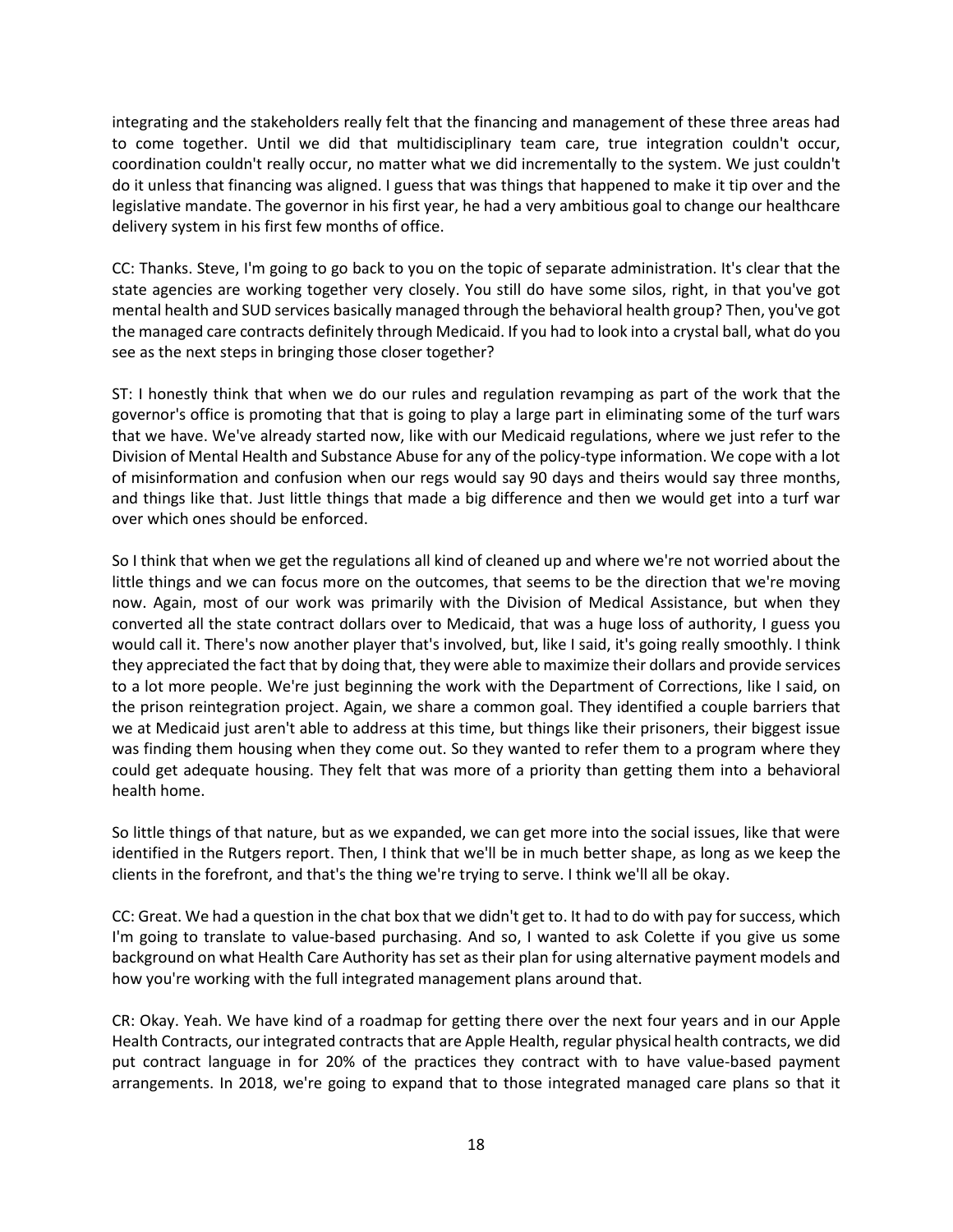integrating and the stakeholders really felt that the financing and management of these three areas had to come together. Until we did that multidisciplinary team care, true integration couldn't occur, coordination couldn't really occur, no matter what we did incrementally to the system. We just couldn't do it unless that financing was aligned. I guess that was things that happened to make it tip over and the legislative mandate. The governor in his first year, he had a very ambitious goal to change our healthcare delivery system in his first few months of office.

CC: Thanks. Steve, I'm going to go back to you on the topic of separate administration. It's clear that the state agencies are working together very closely. You still do have some silos, right, in that you've got mental health and SUD services basically managed through the behavioral health group? Then, you've got the managed care contracts definitely through Medicaid. If you had to look into a crystal ball, what do you see as the next steps in bringing those closer together?

ST: I honestly think that when we do our rules and regulation revamping as part of the work that the governor's office is promoting that that is going to play a large part in eliminating some of the turf wars that we have. We've already started now, like with our Medicaid regulations, where we just refer to the Division of Mental Health and Substance Abuse for any of the policy-type information. We cope with a lot of misinformation and confusion when our regs would say 90 days and theirs would say three months, and things like that. Just little things that made a big difference and then we would get into a turf war over which ones should be enforced.

So I think that when we get the regulations all kind of cleaned up and where we're not worried about the little things and we can focus more on the outcomes, that seems to be the direction that we're moving now. Again, most of our work was primarily with the Division of Medical Assistance, but when they converted all the state contract dollars over to Medicaid, that was a huge loss of authority, I guess you would call it. There's now another player that's involved, but, like I said, it's going really smoothly. I think they appreciated the fact that by doing that, they were able to maximize their dollars and provide services to a lot more people. We're just beginning the work with the Department of Corrections, like I said, on the prison reintegration project. Again, we share a common goal. They identified a couple barriers that we at Medicaid just aren't able to address at this time, but things like their prisoners, their biggest issue was finding them housing when they come out. So they wanted to refer them to a program where they could get adequate housing. They felt that was more of a priority than getting them into a behavioral health home.

So little things of that nature, but as we expanded, we can get more into the social issues, like that were identified in the Rutgers report. Then, I think that we'll be in much better shape, as long as we keep the clients in the forefront, and that's the thing we're trying to serve. I think we'll all be okay.

CC: Great. We had a question in the chat box that we didn't get to. It had to do with pay for success, which I'm going to translate to value-based purchasing. And so, I wanted to ask Colette if you give us some background on what Health Care Authority has set as their plan for using alternative payment models and how you're working with the full integrated management plans around that.

CR: Okay. Yeah. We have kind of a roadmap for getting there over the next four years and in our Apple Health Contracts, our integrated contracts that are Apple Health, regular physical health contracts, we did put contract language in for 20% of the practices they contract with to have value-based payment arrangements. In 2018, we're going to expand that to those integrated managed care plans so that it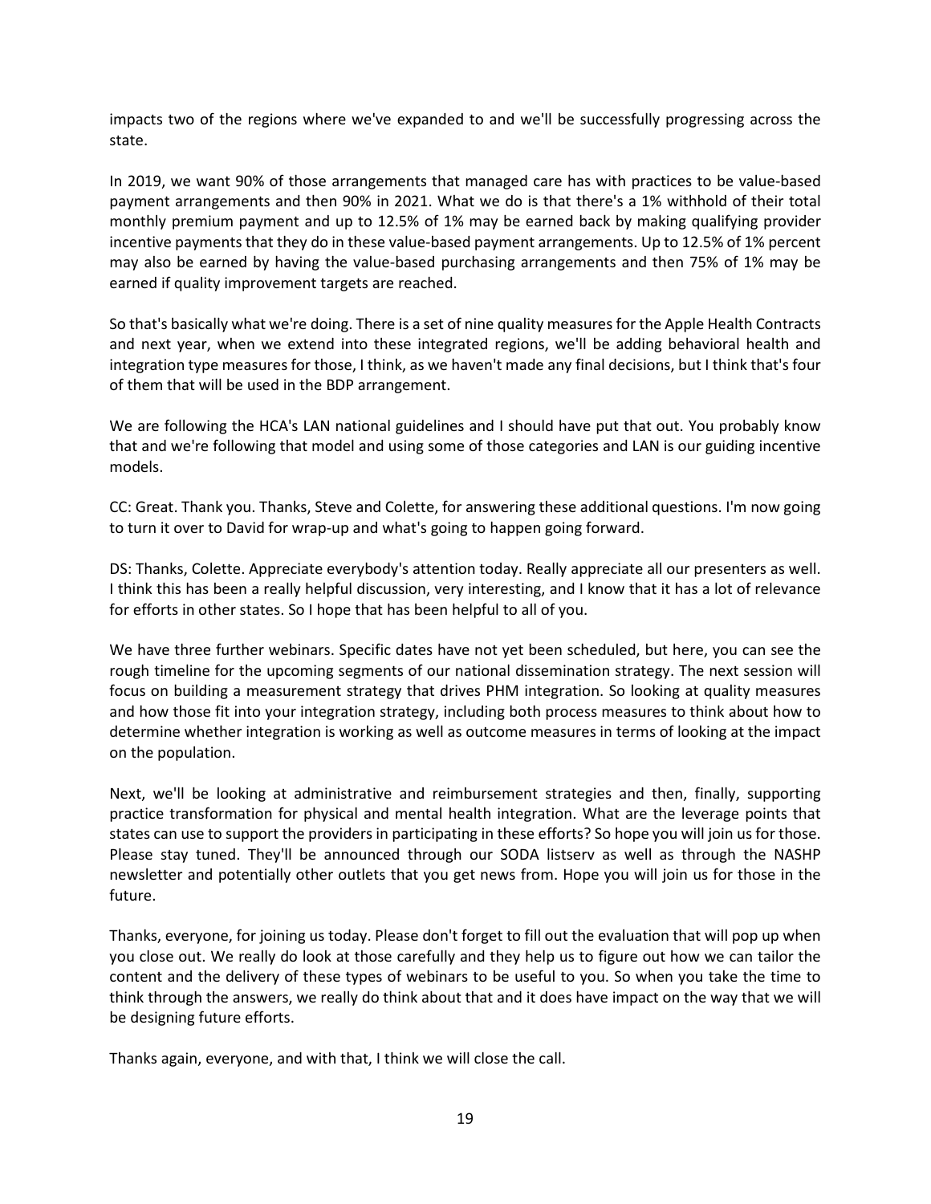impacts two of the regions where we've expanded to and we'll be successfully progressing across the state.

In 2019, we want 90% of those arrangements that managed care has with practices to be value-based payment arrangements and then 90% in 2021. What we do is that there's a 1% withhold of their total monthly premium payment and up to 12.5% of 1% may be earned back by making qualifying provider incentive payments that they do in these value-based payment arrangements. Up to 12.5% of 1% percent may also be earned by having the value-based purchasing arrangements and then 75% of 1% may be earned if quality improvement targets are reached.

So that's basically what we're doing. There is a set of nine quality measures for the Apple Health Contracts and next year, when we extend into these integrated regions, we'll be adding behavioral health and integration type measures for those, I think, as we haven't made any final decisions, but I think that's four of them that will be used in the BDP arrangement.

We are following the HCA's LAN national guidelines and I should have put that out. You probably know that and we're following that model and using some of those categories and LAN is our guiding incentive models.

CC: Great. Thank you. Thanks, Steve and Colette, for answering these additional questions. I'm now going to turn it over to David for wrap-up and what's going to happen going forward.

DS: Thanks, Colette. Appreciate everybody's attention today. Really appreciate all our presenters as well. I think this has been a really helpful discussion, very interesting, and I know that it has a lot of relevance for efforts in other states. So I hope that has been helpful to all of you.

We have three further webinars. Specific dates have not yet been scheduled, but here, you can see the rough timeline for the upcoming segments of our national dissemination strategy. The next session will focus on building a measurement strategy that drives PHM integration. So looking at quality measures and how those fit into your integration strategy, including both process measures to think about how to determine whether integration is working as well as outcome measures in terms of looking at the impact on the population.

Next, we'll be looking at administrative and reimbursement strategies and then, finally, supporting practice transformation for physical and mental health integration. What are the leverage points that states can use to support the providers in participating in these efforts? So hope you will join us for those. Please stay tuned. They'll be announced through our SODA listserv as well as through the NASHP newsletter and potentially other outlets that you get news from. Hope you will join us for those in the future.

Thanks, everyone, for joining us today. Please don't forget to fill out the evaluation that will pop up when you close out. We really do look at those carefully and they help us to figure out how we can tailor the content and the delivery of these types of webinars to be useful to you. So when you take the time to think through the answers, we really do think about that and it does have impact on the way that we will be designing future efforts.

Thanks again, everyone, and with that, I think we will close the call.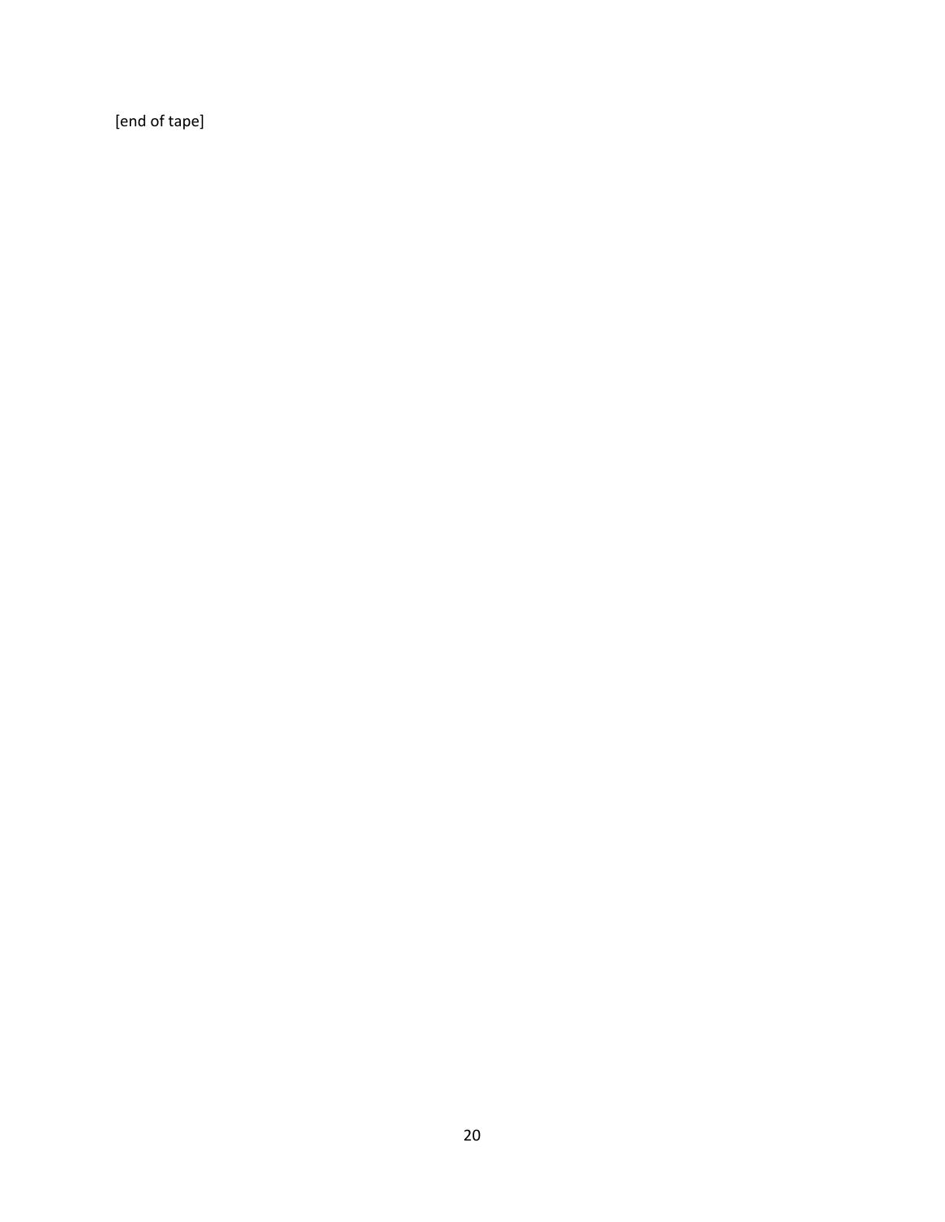[end of tape]